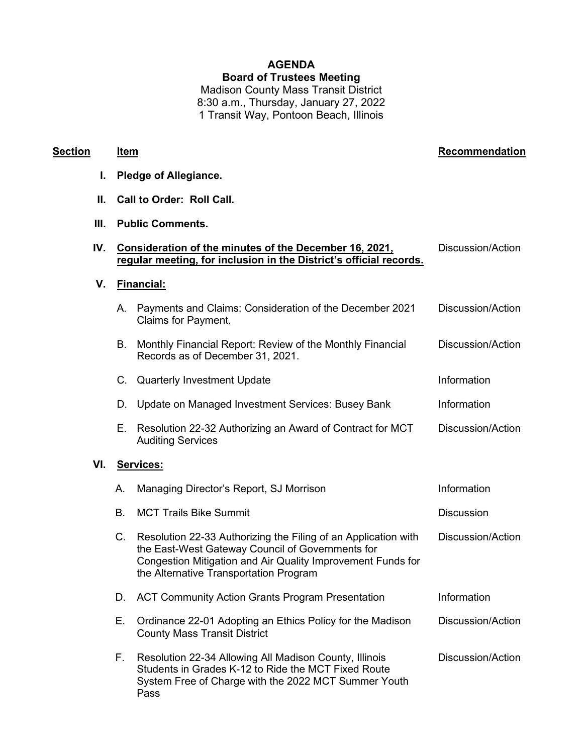**AGENDA**

**Board of Trustees Meeting**

Madison County Mass Transit District
8:30 a.m., Thursday, January 27, 2022
1 Transit Way, Pontoon Beach, Illinois

| Section | Item | | Recommendation |
|---|---|---|---|
| **I.** | **Pledge of Allegiance.** | | |
| **II.** | **Call to Order: Roll Call.** | | |
| **III.** | **Public Comments.** | | |
| **IV.** | **Consideration of the minutes of the December 16, 2021, regular meeting, for inclusion in the District's official records.** | | Discussion/Action |
| **V.** | **Financial:** | | |
| | A. | Payments and Claims: Consideration of the December 2021 Claims for Payment. | Discussion/Action |
| | B. | Monthly Financial Report: Review of the Monthly Financial Records as of December 31, 2021. | Discussion/Action |
| | C. | Quarterly Investment Update | Information |
| | D. | Update on Managed Investment Services: Busey Bank | Information |
| | E. | Resolution 22-32 Authorizing an Award of Contract for MCT Auditing Services | Discussion/Action |
| **VI.** | **Services:** | | |
| | A. | Managing Director's Report, SJ Morrison | Information |
| | B. | MCT Trails Bike Summit | Discussion |
| | C. | Resolution 22-33 Authorizing the Filing of an Application with the East-West Gateway Council of Governments for Congestion Mitigation and Air Quality Improvement Funds for the Alternative Transportation Program | Discussion/Action |
| | D. | ACT Community Action Grants Program Presentation | Information |
| | E. | Ordinance 22-01 Adopting an Ethics Policy for the Madison County Mass Transit District | Discussion/Action |
| | F. | Resolution 22-34 Allowing All Madison County, Illinois Students in Grades K-12 to Ride the MCT Fixed Route System Free of Charge with the 2022 MCT Summer Youth Pass | Discussion/Action |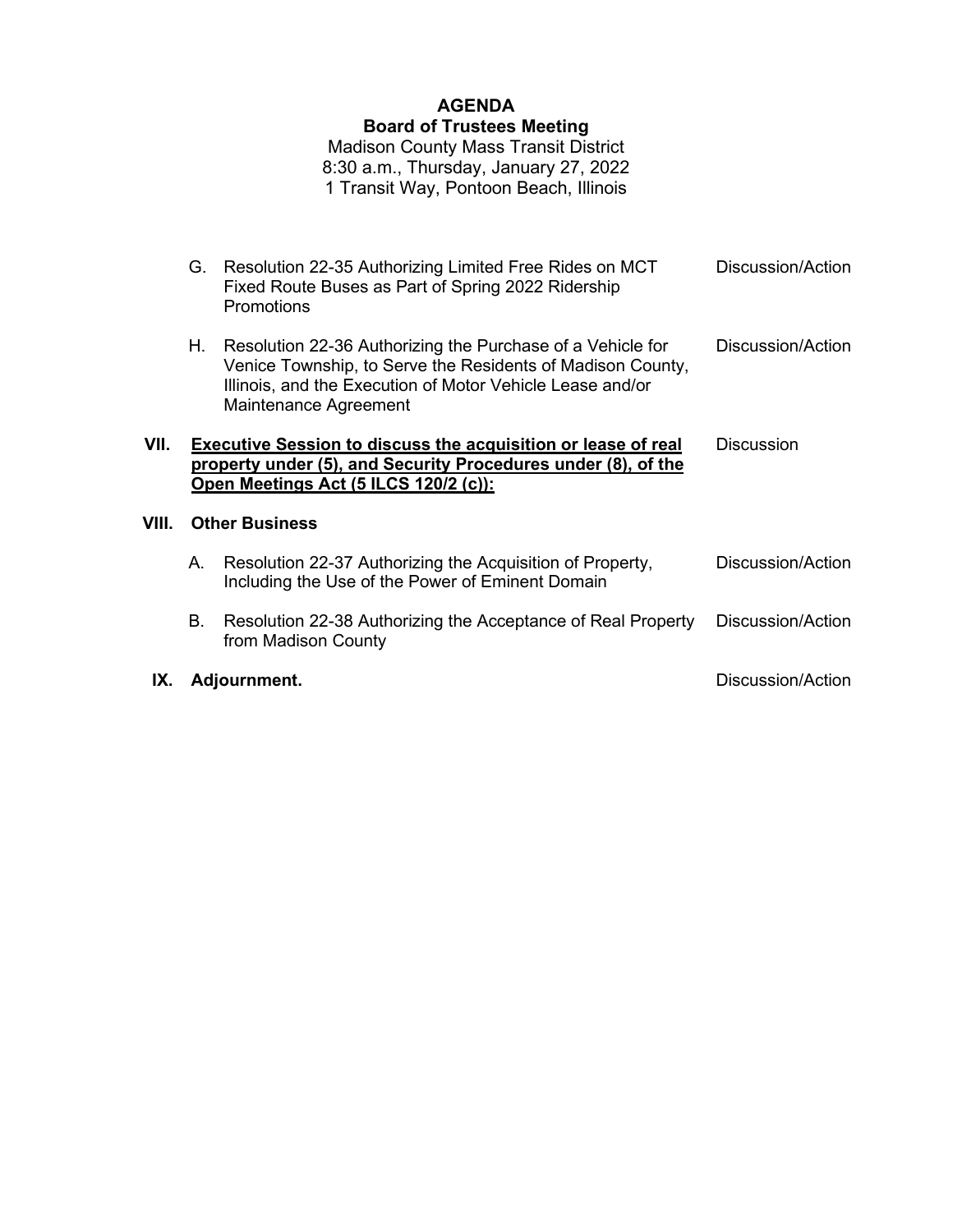**AGENDA**
**Board of Trustees Meeting**
Madison County Mass Transit District
8:30 a.m., Thursday, January 27, 2022
1 Transit Way, Pontoon Beach, Illinois

| | | |
|---|---|---|
| G. | Resolution 22-35 Authorizing Limited Free Rides on MCT Fixed Route Buses as Part of Spring 2022 Ridership Promotions | Discussion/Action |
| H. | Resolution 22-36 Authorizing the Purchase of a Vehicle for Venice Township, to Serve the Residents of Madison County, Illinois, and the Execution of Motor Vehicle Lease and/or Maintenance Agreement | Discussion/Action |

**VII. Executive Session to discuss the acquisition or lease of real property under (5), and Security Procedures under (8), of the Open Meetings Act (5 ILCS 120/2 (c)):** — Discussion

**VIII. Other Business**

| | | |
|---|---|---|
| A. | Resolution 22-37 Authorizing the Acquisition of Property, Including the Use of the Power of Eminent Domain | Discussion/Action |
| B. | Resolution 22-38 Authorizing the Acceptance of Real Property from Madison County | Discussion/Action |

**IX. Adjournment.** — Discussion/Action